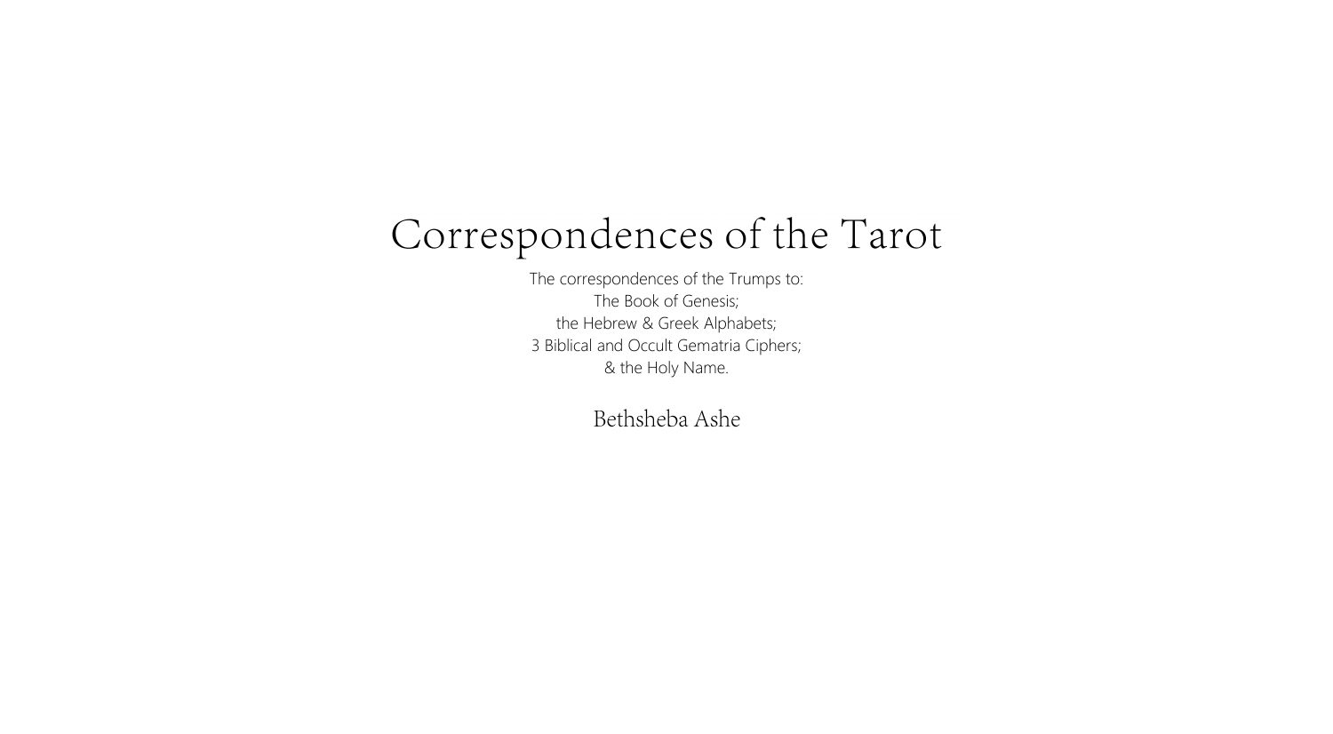# Correspondences of the Tarot

The correspondences of the Trumps to:
The Book of Genesis;
the Hebrew & Greek Alphabets;
3 Biblical and Occult Gematria Ciphers;
& the Holy Name.

Bethsheba Ashe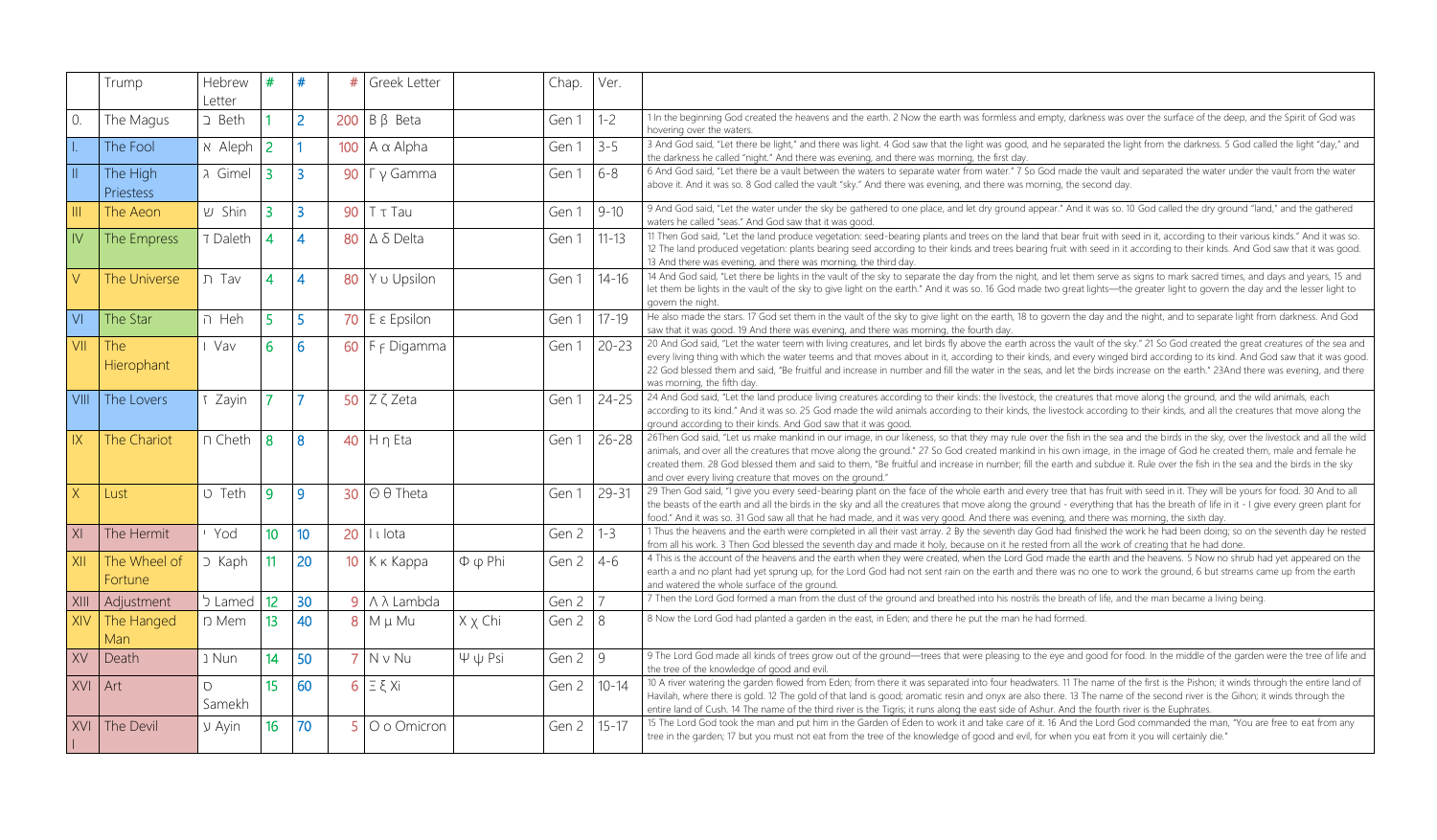| | Trump | Hebrew Letter | # | # | # | Greek Letter | | Chap. | Ver. | |
|---|---|---|---|---|---|---|---|---|---|---|
| 0. | The Magus | ב Beth | 1 | 2 | 200 | Β β Beta | | Gen 1 | 1-2 | 1 In the beginning God created the heavens and the earth. 2 Now the earth was formless and empty, darkness was over the surface of the deep, and the Spirit of God was hovering over the waters. |
| I. | The Fool | א Aleph | 2 | 1 | 100 | Α α Alpha | | Gen 1 | 3-5 | 3 And God said, "Let there be light," and there was light. 4 God saw that the light was good, and he separated the light from the darkness. 5 God called the light "day," and the darkness he called "night." And there was evening, and there was morning, the first day. |
| II | The High Priestess | ג Gimel | 3 | 3 | 90 | Γ γ Gamma | | Gen 1 | 6-8 | 6 And God said, "Let there be a vault between the waters to separate water from water." 7 So God made the vault and separated the water under the vault from the water above it. And it was so. 8 God called the vault "sky." And there was evening, and there was morning, the second day. |
| III | The Aeon | ש Shin | 3 | 3 | 90 | Τ τ Tau | | Gen 1 | 9-10 | 9 And God said, "Let the water under the sky be gathered to one place, and let dry ground appear." And it was so. 10 God called the dry ground "land," and the gathered waters he called "seas." And God saw that it was good. |
| IV | The Empress | ד Daleth | 4 | 4 | 80 | Δ δ Delta | | Gen 1 | 11-13 | 11 Then God said, "Let the land produce vegetation: seed-bearing plants and trees on the land that bear fruit with seed in it, according to their various kinds." And it was so. 12 The land produced vegetation: plants bearing seed according to their kinds and trees bearing fruit with seed in it according to their kinds. And God saw that it was good. 13 And there was evening, and there was morning, the third day. |
| V | The Universe | ת Tav | 4 | 4 | 80 | Υ υ Upsilon | | Gen 1 | 14-16 | 14 And God said, "Let there be lights in the vault of the sky to separate the day from the night, and let them serve as signs to mark sacred times, and days and years, 15 and let them be lights in the vault of the sky to give light on the earth." And it was so. 16 God made two great lights—the greater light to govern the day and the lesser light to govern the night. |
| VI | The Star | ה Heh | 5 | 5 | 70 | Ε ε Epsilon | | Gen 1 | 17-19 | He also made the stars. 17 God set them in the vault of the sky to give light on the earth, 18 to govern the day and the night, and to separate light from darkness. And God saw that it was good. 19 And there was evening, and there was morning, the fourth day. |
| VII | The Hierophant | ו Vav | 6 | 6 | 60 | Ϝ ϝ Digamma | | Gen 1 | 20-23 | 20 And God said, "Let the water teem with living creatures, and let birds fly above the earth across the vault of the sky." 21 So God created the great creatures of the sea and every living thing with which the water teems and that moves about in it, according to their kinds, and every winged bird according to its kind. And God saw that it was good. 22 God blessed them and said, "Be fruitful and increase in number and fill the water in the seas, and let the birds increase on the earth." 23And there was evening, and there was morning, the fifth day. |
| VIII | The Lovers | ז Zayin | 7 | 7 | 50 | Ζ ζ Zeta | | Gen 1 | 24-25 | 24 And God said, "Let the land produce living creatures according to their kinds: the livestock, the creatures that move along the ground, and the wild animals, each according to its kind." And it was so. 25 God made the wild animals according to their kinds, the livestock according to their kinds, and all the creatures that move along the ground according to their kinds. And God saw that it was good. |
| IX | The Chariot | ח Cheth | 8 | 8 | 40 | Η η Eta | | Gen 1 | 26-28 | 26Then God said, "Let us make mankind in our image, in our likeness, so that they may rule over the fish in the sea and the birds in the sky, over the livestock and all the wild animals, and over all the creatures that move along the ground." 27 So God created mankind in his own image, in the image of God he created them, male and female he created them. 28 God blessed them and said to them, "Be fruitful and increase in number; fill the earth and subdue it. Rule over the fish in the sea and the birds in the sky and over every living creature that moves on the ground." |
| X | Lust | ט Teth | 9 | 9 | 30 | Θ θ Theta | | Gen 1 | 29-31 | 29 Then God said, "I give you every seed-bearing plant on the face of the whole earth and every tree that has fruit with seed in it. They will be yours for food. 30 And to all the beasts of the earth and all the birds in the sky and all the creatures that move along the ground - everything that has the breath of life in it - I give every green plant for food." And it was so. 31 God saw all that he had made, and it was very good. And there was evening, and there was morning, the sixth day. |
| XI | The Hermit | י Yod | 10 | 10 | 20 | Ι ι Iota | | Gen 2 | 1-3 | 1 Thus the heavens and the earth were completed in all their vast array. 2 By the seventh day God had finished the work he had been doing; so on the seventh day he rested from all his work. 3 Then God blessed the seventh day and made it holy, because on it he rested from all the work of creating that he had done. |
| XII | The Wheel of Fortune | כ Kaph | 11 | 20 | 10 | Κ κ Kappa | Φ φ Phi | Gen 2 | 4-6 | 4 This is the account of the heavens and the earth when they were created, when the Lord God made the earth and the heavens. 5 Now no shrub had yet appeared on the earth and no plant had yet sprung up, for the Lord God had not sent rain on the earth and there was no one to work the ground, 6 but streams came up from the earth and watered the whole surface of the ground. |
| XIII | Adjustment | ל Lamed | 12 | 30 | 9 | Λ λ Lambda | | Gen 2 | 7 | 7 Then the Lord God formed a man from the dust of the ground and breathed into his nostrils the breath of life, and the man became a living being. |
| XIV | The Hanged Man | מ Mem | 13 | 40 | 8 | Μ μ Mu | Χ χ Chi | Gen 2 | 8 | 8 Now the Lord God had planted a garden in the east, in Eden; and there he put the man he had formed. |
| XV | Death | נ Nun | 14 | 50 | 7 | Ν ν Nu | Ψ ψ Psi | Gen 2 | 9 | 9 The Lord God made all kinds of trees grow out of the ground—trees that were pleasing to the eye and good for food. In the middle of the garden were the tree of life and the tree of the knowledge of good and evil. |
| XVI | Art | ס Samekh | 15 | 60 | 6 | Ξ ξ Xi | | Gen 2 | 10-14 | 10 A river watering the garden flowed from Eden; from there it was separated into four headwaters. 11 The name of the first is the Pishon; it winds through the entire land of Havilah, where there is gold. 12 The gold of that land is good; aromatic resin and onyx are also there. 13 The name of the second river is the Gihon; it winds through the entire land of Cush. 14 The name of the third river is the Tigris; it runs along the east side of Ashur. And the fourth river is the Euphrates. |
| XVII | The Devil | ע Ayin | 16 | 70 | 5 | Ο ο Omicron | | Gen 2 | 15-17 | 15 The Lord God took the man and put him in the Garden of Eden to work it and take care of it. 16 And the Lord God commanded the man, "You are free to eat from any tree in the garden; 17 but you must not eat from the tree of the knowledge of good and evil, for when you eat from it you will certainly die." |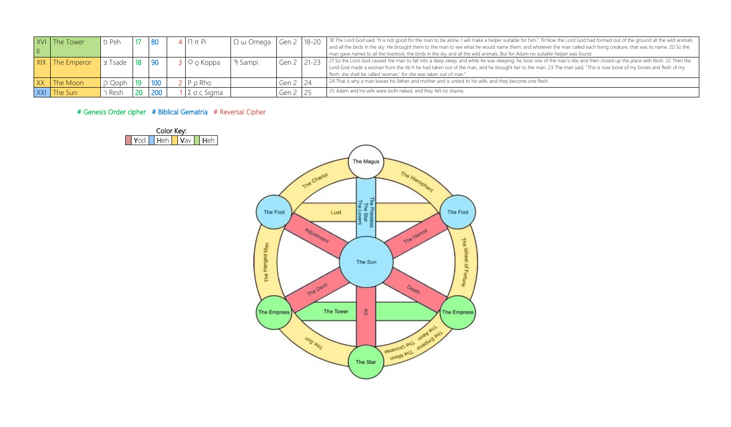| | | | | | | | | | |
|---|---|---|---|---|---|---|---|---|---|
| XVI II | The Tower | פ Peh | 17 | 80 | 4 | Π π Pi | Ω ω Omega | Gen 2 | 18-20 | 18 The Lord God said, "It is not good for the man to be alone. I will make a helper suitable for him." 19 Now the Lord God had formed out of the ground all the wild animals and all the birds in the sky. He brought them to the man to see what he would name them; and whatever the man called each living creature, that was its name. 20 So the man gave names to all the livestock, the birds in the sky and all the wild animals. But for Adam no suitable helper was found. |
| XIX | The Emperor | צ Tsade | 18 | 90 | 3 | Ϙ ϙ Koppa | ϡ Sampi | Gen 2 | 21-23 | 21 So the Lord God caused the man to fall into a deep sleep; and while he was sleeping, he took one of the man's ribs and then closed up the place with flesh. 22 Then the Lord God made a woman from the rib h he had taken out of the man, and he brought her to the man. 23 The man said, "This is now bone of my bones and flesh of my flesh; she shall be called 'woman,' for she was taken out of man." |
| XX | The Moon | ק Qoph | 19 | 100 | 2 | Ρ ρ Rho | | Gen 2 | 24 | 24 That is why a man leaves his father and mother and is united to his wife, and they become one flesh. |
| XXI | The Sun | ר Resh | 20 | 200 | 1 | Σ σ ς Sigma | | Gen 2 | 25 | 25 Adam and his wife were both naked, and they felt no shame. |

# Genesis Order cipher # Biblical Gematria # Reversal Cipher

Color Key:

| Yod | Heh | Vav | Heh |
|---|---|---|---|

The Magus
The Chariot
The Hierophant
The Fool
Lust
The Priestess
The Star
The Lovers
The Fool
Adjustment
The Hermit
The Hanged Man
The Sun
The Wheel of Fortune
The Devil
Death
The Empress
The Tower
Art
The Empress
The Sun
The Aeon
The Universe
The Emperor
The Moon
The Star